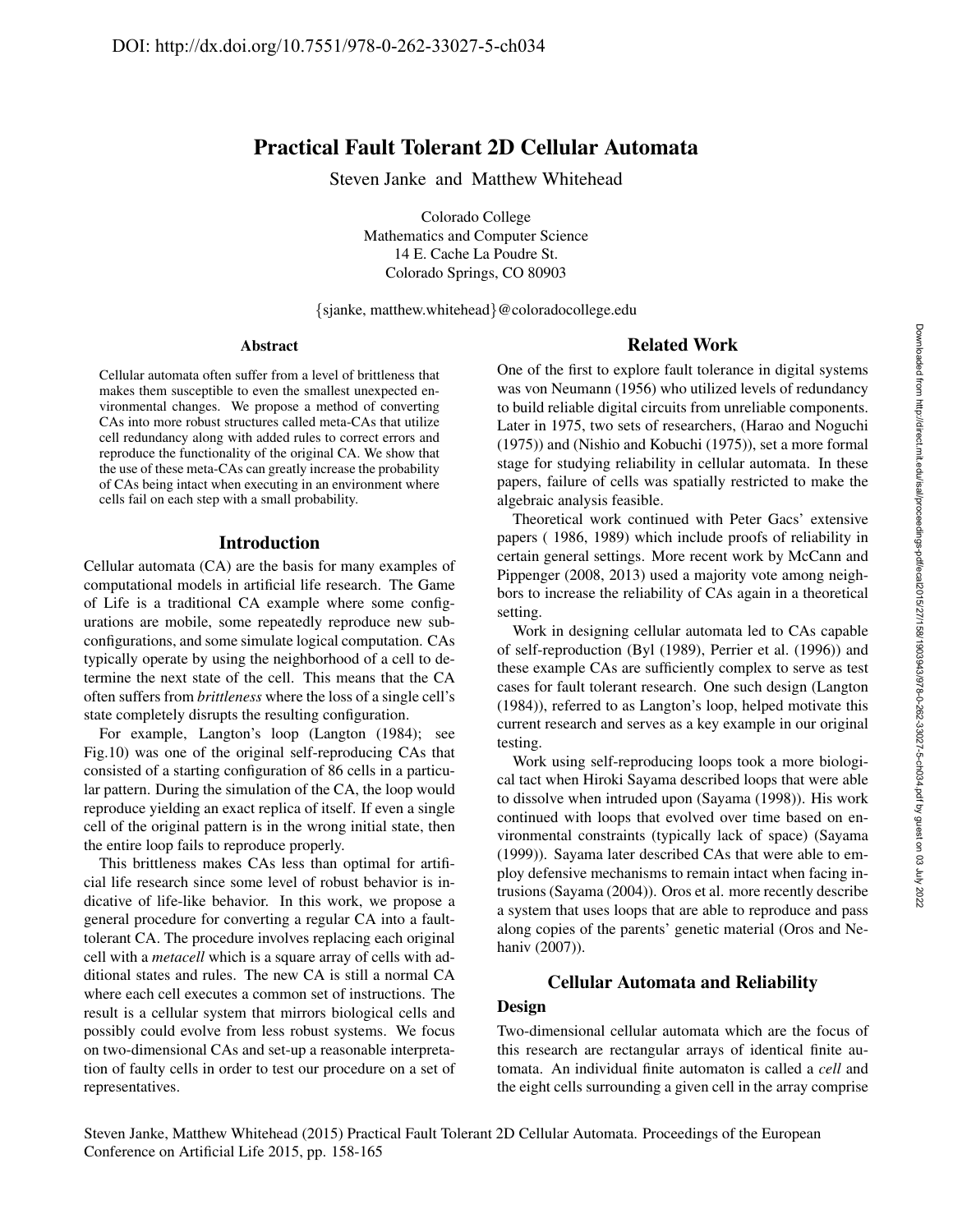DOI: http://dx.doi.org/10.7551/978-0-262-33027-5-ch034

# Practical Fault Tolerant 2D Cellular Automata

Steven Janke and Matthew Whitehead

Colorado College
Mathematics and Computer Science
14 E. Cache La Poudre St.
Colorado Springs, CO 80903

{sjanke, matthew.whitehead}@coloradocollege.edu

### Abstract

Cellular automata often suffer from a level of brittleness that makes them susceptible to even the smallest unexpected environmental changes. We propose a method of converting CAs into more robust structures called meta-CAs that utilize cell redundancy along with added rules to correct errors and reproduce the functionality of the original CA. We show that the use of these meta-CAs can greatly increase the probability of CAs being intact when executing in an environment where cells fail on each step with a small probability.

## Introduction

Cellular automata (CA) are the basis for many examples of computational models in artificial life research. The Game of Life is a traditional CA example where some configurations are mobile, some repeatedly reproduce new subconfigurations, and some simulate logical computation. CAs typically operate by using the neighborhood of a cell to determine the next state of the cell. This means that the CA often suffers from *brittleness* where the loss of a single cell's state completely disrupts the resulting configuration.

For example, Langton's loop (Langton (1984); see Fig.10) was one of the original self-reproducing CAs that consisted of a starting configuration of 86 cells in a particular pattern. During the simulation of the CA, the loop would reproduce yielding an exact replica of itself. If even a single cell of the original pattern is in the wrong initial state, then the entire loop fails to reproduce properly.

This brittleness makes CAs less than optimal for artificial life research since some level of robust behavior is indicative of life-like behavior. In this work, we propose a general procedure for converting a regular CA into a fault-tolerant CA. The procedure involves replacing each original cell with a *metacell* which is a square array of cells with additional states and rules. The new CA is still a normal CA where each cell executes a common set of instructions. The result is a cellular system that mirrors biological cells and possibly could evolve from less robust systems. We focus on two-dimensional CAs and set-up a reasonable interpretation of faulty cells in order to test our procedure on a set of representatives.

## Related Work

One of the first to explore fault tolerance in digital systems was von Neumann (1956) who utilized levels of redundancy to build reliable digital circuits from unreliable components. Later in 1975, two sets of researchers, (Harao and Noguchi (1975)) and (Nishio and Kobuchi (1975)), set a more formal stage for studying reliability in cellular automata. In these papers, failure of cells was spatially restricted to make the algebraic analysis feasible.

Theoretical work continued with Peter Gacs' extensive papers ( 1986, 1989) which include proofs of reliability in certain general settings. More recent work by McCann and Pippenger (2008, 2013) used a majority vote among neighbors to increase the reliability of CAs again in a theoretical setting.

Work in designing cellular automata led to CAs capable of self-reproduction (Byl (1989), Perrier et al. (1996)) and these example CAs are sufficiently complex to serve as test cases for fault tolerant research. One such design (Langton (1984)), referred to as Langton's loop, helped motivate this current research and serves as a key example in our original testing.

Work using self-reproducing loops took a more biological tact when Hiroki Sayama described loops that were able to dissolve when intruded upon (Sayama (1998)). His work continued with loops that evolved over time based on environmental constraints (typically lack of space) (Sayama (1999)). Sayama later described CAs that were able to employ defensive mechanisms to remain intact when facing intrusions (Sayama (2004)). Oros et al. more recently describe a system that uses loops that are able to reproduce and pass along copies of the parents' genetic material (Oros and Nehaniv (2007)).

## Cellular Automata and Reliability

### Design

Two-dimensional cellular automata which are the focus of this research are rectangular arrays of identical finite automata. An individual finite automaton is called a *cell* and the eight cells surrounding a given cell in the array comprise

Steven Janke, Matthew Whitehead (2015) Practical Fault Tolerant 2D Cellular Automata. Proceedings of the European Conference on Artificial Life 2015, pp. 158-165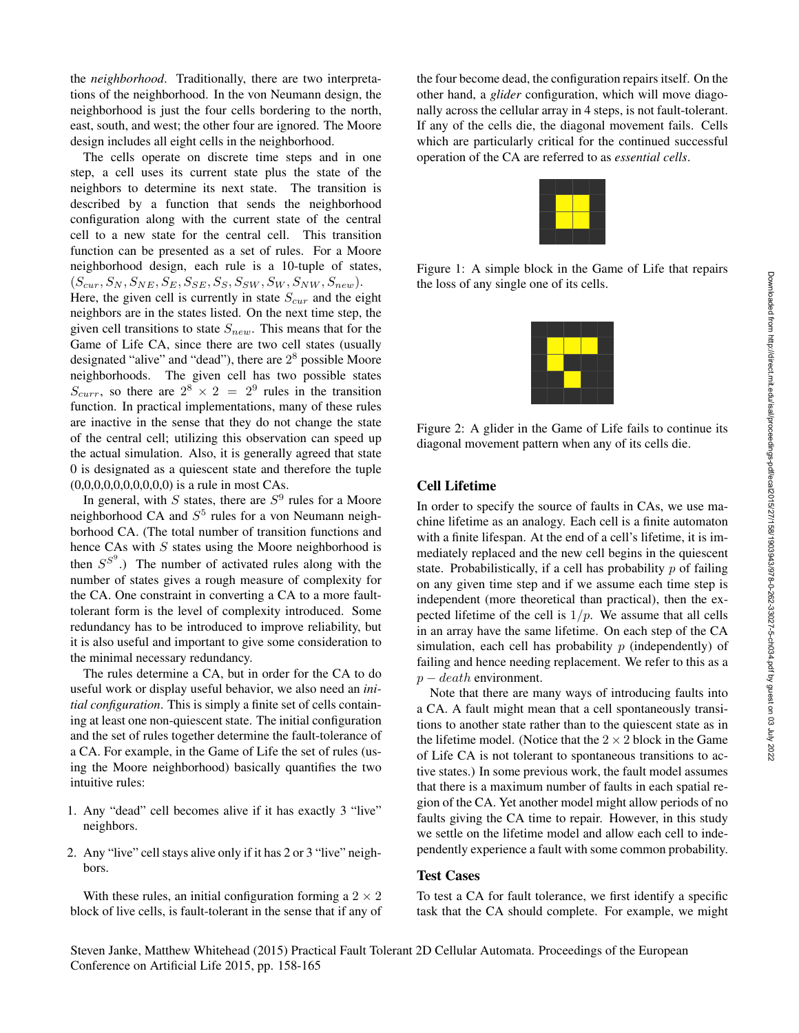the *neighborhood*. Traditionally, there are two interpretations of the neighborhood. In the von Neumann design, the neighborhood is just the four cells bordering to the north, east, south, and west; the other four are ignored. The Moore design includes all eight cells in the neighborhood.

The cells operate on discrete time steps and in one step, a cell uses its current state plus the state of the neighbors to determine its next state. The transition is described by a function that sends the neighborhood configuration along with the current state of the central cell to a new state for the central cell. This transition function can be presented as a set of rules. For a Moore neighborhood design, each rule is a 10-tuple of states, $(S_{cur}, S_N, S_{NE}, S_E, S_{SE}, S_S, S_{SW}, S_W, S_{NW}, S_{new})$. Here, the given cell is currently in state $S_{cur}$ and the eight neighbors are in the states listed. On the next time step, the given cell transitions to state $S_{new}$. This means that for the Game of Life CA, since there are two cell states (usually designated "alive" and "dead"), there are $2^8$ possible Moore neighborhoods. The given cell has two possible states $S_{curr}$, so there are $2^8 \times 2 = 2^9$ rules in the transition function. In practical implementations, many of these rules are inactive in the sense that they do not change the state of the central cell; utilizing this observation can speed up the actual simulation. Also, it is generally agreed that state 0 is designated as a quiescent state and therefore the tuple (0,0,0,0,0,0,0,0,0,0) is a rule in most CAs.

In general, with $S$ states, there are $S^9$ rules for a Moore neighborhood CA and $S^5$ rules for a von Neumann neighborhood CA. (The total number of transition functions and hence CAs with $S$ states using the Moore neighborhood is then $S^{S^9}$.) The number of activated rules along with the number of states gives a rough measure of complexity for the CA. One constraint in converting a CA to a more fault-tolerant form is the level of complexity introduced. Some redundancy has to be introduced to improve reliability, but it is also useful and important to give some consideration to the minimal necessary redundancy.

The rules determine a CA, but in order for the CA to do useful work or display useful behavior, we also need an *initial configuration*. This is simply a finite set of cells containing at least one non-quiescent state. The initial configuration and the set of rules together determine the fault-tolerance of a CA. For example, in the Game of Life the set of rules (using the Moore neighborhood) basically quantifies the two intuitive rules:

1. Any "dead" cell becomes alive if it has exactly 3 "live" neighbors.
2. Any "live" cell stays alive only if it has 2 or 3 "live" neighbors.

With these rules, an initial configuration forming a $2 \times 2$ block of live cells, is fault-tolerant in the sense that if any of the four become dead, the configuration repairs itself. On the other hand, a *glider* configuration, which will move diagonally across the cellular array in 4 steps, is not fault-tolerant. If any of the cells die, the diagonal movement fails. Cells which are particularly critical for the continued successful operation of the CA are referred to as *essential cells*.

Figure 1: A simple block in the Game of Life that repairs the loss of any single one of its cells.

Figure 2: A glider in the Game of Life fails to continue its diagonal movement pattern when any of its cells die.

## Cell Lifetime

In order to specify the source of faults in CAs, we use machine lifetime as an analogy. Each cell is a finite automaton with a finite lifespan. At the end of a cell's lifetime, it is immediately replaced and the new cell begins in the quiescent state. Probabilistically, if a cell has probability $p$ of failing on any given time step and if we assume each time step is independent (more theoretical than practical), then the expected lifetime of the cell is $1/p$. We assume that all cells in an array have the same lifetime. On each step of the CA simulation, each cell has probability $p$ (independently) of failing and hence needing replacement. We refer to this as a $p - death$ environment.

Note that there are many ways of introducing faults into a CA. A fault might mean that a cell spontaneously transitions to another state rather than to the quiescent state as in the lifetime model. (Notice that the $2 \times 2$ block in the Game of Life CA is not tolerant to spontaneous transitions to active states.) In some previous work, the fault model assumes that there is a maximum number of faults in each spatial region of the CA. Yet another model might allow periods of no faults giving the CA time to repair. However, in this study we settle on the lifetime model and allow each cell to independently experience a fault with some common probability.

## Test Cases

To test a CA for fault tolerance, we first identify a specific task that the CA should complete. For example, we might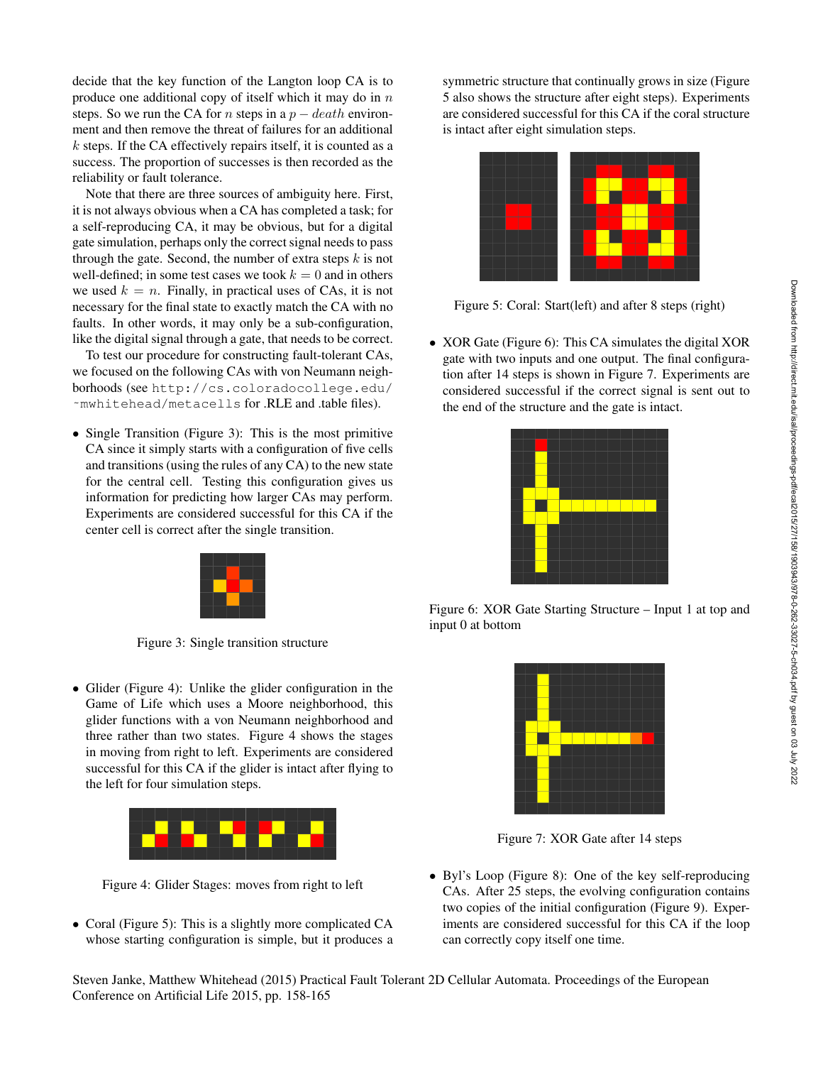decide that the key function of the Langton loop CA is to produce one additional copy of itself which it may do in $n$ steps. So we run the CA for $n$ steps in a $p-death$ environment and then remove the threat of failures for an additional $k$ steps. If the CA effectively repairs itself, it is counted as a success. The proportion of successes is then recorded as the reliability or fault tolerance.

Note that there are three sources of ambiguity here. First, it is not always obvious when a CA has completed a task; for a self-reproducing CA, it may be obvious, but for a digital gate simulation, perhaps only the correct signal needs to pass through the gate. Second, the number of extra steps $k$ is not well-defined; in some test cases we took $k = 0$ and in others we used $k = n$. Finally, in practical uses of CAs, it is not necessary for the final state to exactly match the CA with no faults. In other words, it may only be a sub-configuration, like the digital signal through a gate, that needs to be correct.

To test our procedure for constructing fault-tolerant CAs, we focused on the following CAs with von Neumann neighborhoods (see `http://cs.coloradocollege.edu/~mwhitehead/metacells` for .RLE and .table files).

- Single Transition (Figure 3): This is the most primitive CA since it simply starts with a configuration of five cells and transitions (using the rules of any CA) to the new state for the central cell. Testing this configuration gives us information for predicting how larger CAs may perform. Experiments are considered successful for this CA if the center cell is correct after the single transition.

Figure 3: Single transition structure

- Glider (Figure 4): Unlike the glider configuration in the Game of Life which uses a Moore neighborhood, this glider functions with a von Neumann neighborhood and three rather than two states. Figure 4 shows the stages in moving from right to left. Experiments are considered successful for this CA if the glider is intact after flying to the left for four simulation steps.

Figure 4: Glider Stages: moves from right to left

- Coral (Figure 5): This is a slightly more complicated CA whose starting configuration is simple, but it produces a symmetric structure that continually grows in size (Figure 5 also shows the structure after eight steps). Experiments are considered successful for this CA if the coral structure is intact after eight simulation steps.

Figure 5: Coral: Start(left) and after 8 steps (right)

- XOR Gate (Figure 6): This CA simulates the digital XOR gate with two inputs and one output. The final configuration after 14 steps is shown in Figure 7. Experiments are considered successful if the correct signal is sent out to the end of the structure and the gate is intact.

Figure 6: XOR Gate Starting Structure – Input 1 at top and input 0 at bottom

Figure 7: XOR Gate after 14 steps

- Byl's Loop (Figure 8): One of the key self-reproducing CAs. After 25 steps, the evolving configuration contains two copies of the initial configuration (Figure 9). Experiments are considered successful for this CA if the loop can correctly copy itself one time.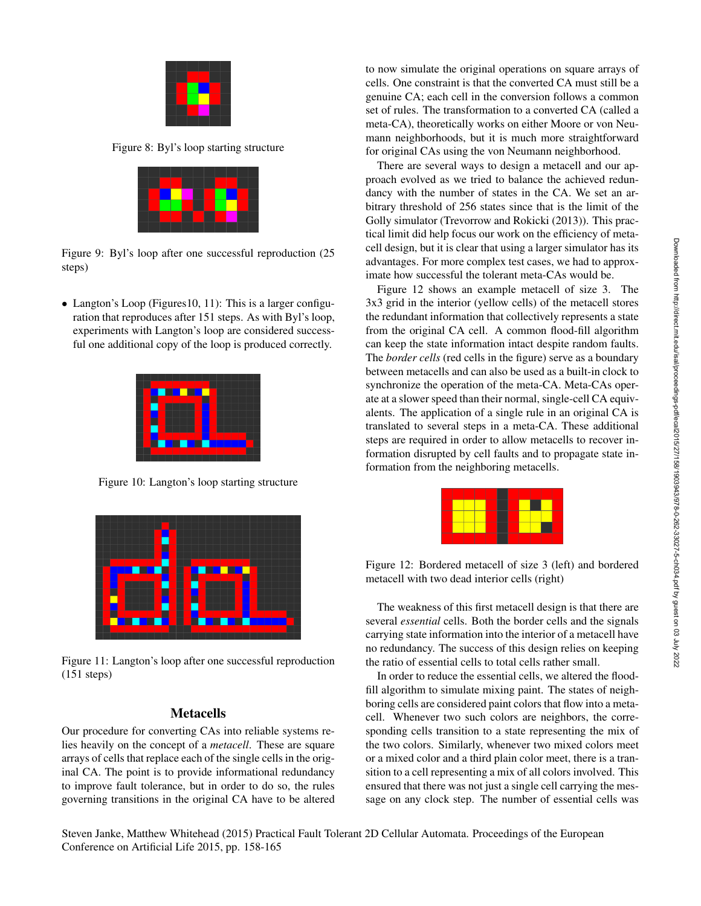Figure 8: Byl's loop starting structure

Figure 9: Byl's loop after one successful reproduction (25 steps)

- Langton's Loop (Figures10, 11): This is a larger configuration that reproduces after 151 steps. As with Byl's loop, experiments with Langton's loop are considered successful one additional copy of the loop is produced correctly.

Figure 10: Langton's loop starting structure

Figure 11: Langton's loop after one successful reproduction (151 steps)

## Metacells

Our procedure for converting CAs into reliable systems relies heavily on the concept of a *metacell*. These are square arrays of cells that replace each of the single cells in the original CA. The point is to provide informational redundancy to improve fault tolerance, but in order to do so, the rules governing transitions in the original CA have to be altered to now simulate the original operations on square arrays of cells. One constraint is that the converted CA must still be a genuine CA; each cell in the conversion follows a common set of rules. The transformation to a converted CA (called a meta-CA), theoretically works on either Moore or von Neumann neighborhoods, but it is much more straightforward for original CAs using the von Neumann neighborhood.

There are several ways to design a metacell and our approach evolved as we tried to balance the achieved redundancy with the number of states in the CA. We set an arbitrary threshold of 256 states since that is the limit of the Golly simulator (Trevorrow and Rokicki (2013)). This practical limit did help focus our work on the efficiency of metacell design, but it is clear that using a larger simulator has its advantages. For more complex test cases, we had to approximate how successful the tolerant meta-CAs would be.

Figure 12 shows an example metacell of size 3. The 3x3 grid in the interior (yellow cells) of the metacell stores the redundant information that collectively represents a state from the original CA cell. A common flood-fill algorithm can keep the state information intact despite random faults. The *border cells* (red cells in the figure) serve as a boundary between metacells and can also be used as a built-in clock to synchronize the operation of the meta-CA. Meta-CAs operate at a slower speed than their normal, single-cell CA equivalents. The application of a single rule in an original CA is translated to several steps in a meta-CA. These additional steps are required in order to allow metacells to recover information disrupted by cell faults and to propagate state information from the neighboring metacells.

Figure 12: Bordered metacell of size 3 (left) and bordered metacell with two dead interior cells (right)

The weakness of this first metacell design is that there are several *essential* cells. Both the border cells and the signals carrying state information into the interior of a metacell have no redundancy. The success of this design relies on keeping the ratio of essential cells to total cells rather small.

In order to reduce the essential cells, we altered the flood-fill algorithm to simulate mixing paint. The states of neighboring cells are considered paint colors that flow into a metacell. Whenever two such colors are neighbors, the corresponding cells transition to a state representing the mix of the two colors. Similarly, whenever two mixed colors meet or a mixed color and a third plain color meet, there is a transition to a cell representing a mix of all colors involved. This ensured that there was not just a single cell carrying the message on any clock step. The number of essential cells was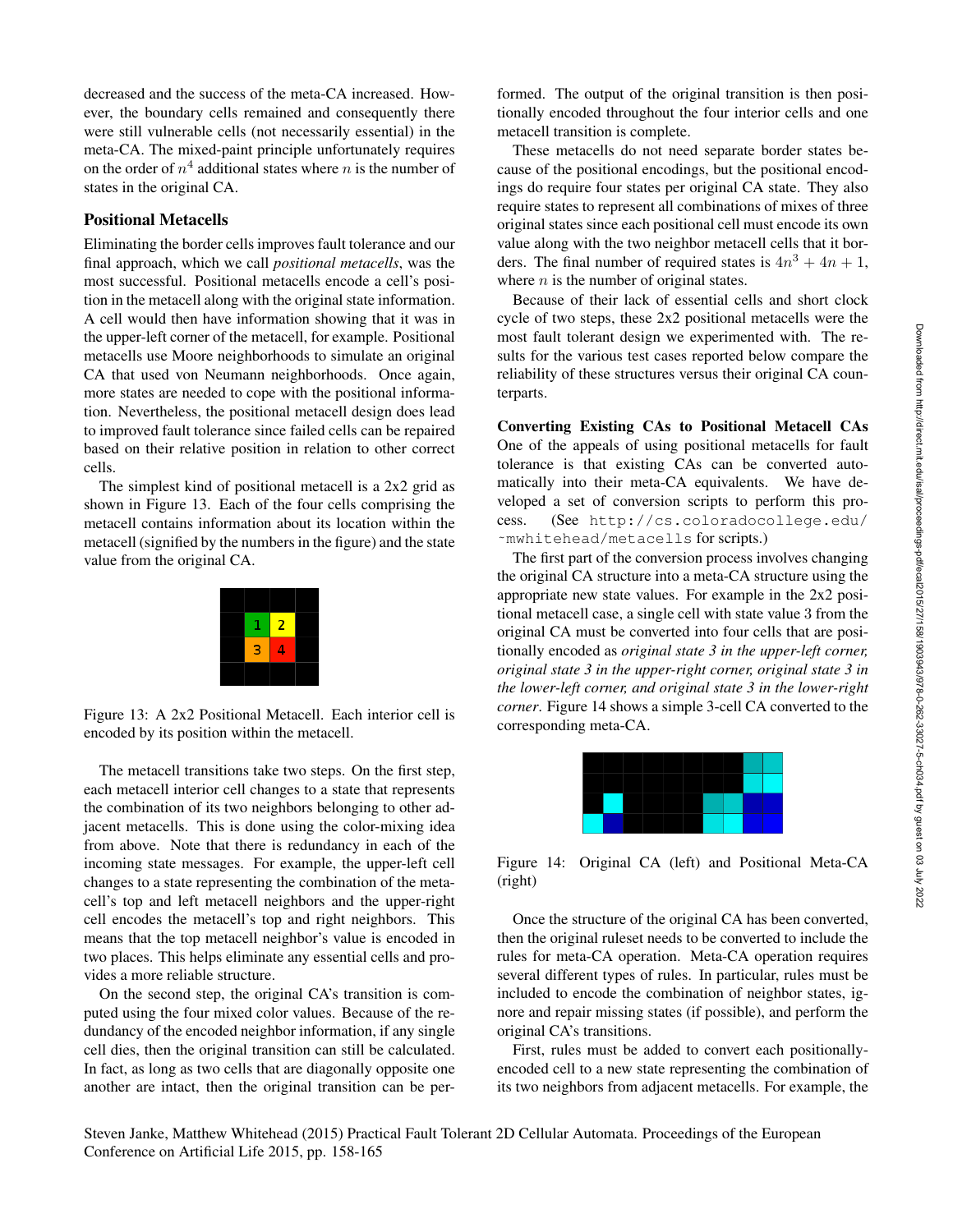decreased and the success of the meta-CA increased. However, the boundary cells remained and consequently there were still vulnerable cells (not necessarily essential) in the meta-CA. The mixed-paint principle unfortunately requires on the order of $n^4$ additional states where $n$ is the number of states in the original CA.

### Positional Metacells

Eliminating the border cells improves fault tolerance and our final approach, which we call *positional metacells*, was the most successful. Positional metacells encode a cell's position in the metacell along with the original state information. A cell would then have information showing that it was in the upper-left corner of the metacell, for example. Positional metacells use Moore neighborhoods to simulate an original CA that used von Neumann neighborhoods. Once again, more states are needed to cope with the positional information. Nevertheless, the positional metacell design does lead to improved fault tolerance since failed cells can be repaired based on their relative position in relation to other correct cells.

The simplest kind of positional metacell is a 2x2 grid as shown in Figure 13. Each of the four cells comprising the metacell contains information about its location within the metacell (signified by the numbers in the figure) and the state value from the original CA.

Figure 13: A 2x2 Positional Metacell. Each interior cell is encoded by its position within the metacell.

The metacell transitions take two steps. On the first step, each metacell interior cell changes to a state that represents the combination of its two neighbors belonging to other adjacent metacells. This is done using the color-mixing idea from above. Note that there is redundancy in each of the incoming state messages. For example, the upper-left cell changes to a state representing the combination of the metacell's top and left metacell neighbors and the upper-right cell encodes the metacell's top and right neighbors. This means that the top metacell neighbor's value is encoded in two places. This helps eliminate any essential cells and provides a more reliable structure.

On the second step, the original CA's transition is computed using the four mixed color values. Because of the redundancy of the encoded neighbor information, if any single cell dies, then the original transition can still be calculated. In fact, as long as two cells that are diagonally opposite one another are intact, then the original transition can be performed. The output of the original transition is then positionally encoded throughout the four interior cells and one metacell transition is complete.

These metacells do not need separate border states because of the positional encodings, but the positional encodings do require four states per original CA state. They also require states to represent all combinations of mixes of three original states since each positional cell must encode its own value along with the two neighbor metacell cells that it borders. The final number of required states is $4n^3 + 4n + 1$, where $n$ is the number of original states.

Because of their lack of essential cells and short clock cycle of two steps, these 2x2 positional metacells were the most fault tolerant design we experimented with. The results for the various test cases reported below compare the reliability of these structures versus their original CA counterparts.

### Converting Existing CAs to Positional Metacell CAs

One of the appeals of using positional metacells for fault tolerance is that existing CAs can be converted automatically into their meta-CA equivalents. We have developed a set of conversion scripts to perform this process. (See `http://cs.coloradocollege.edu/~mwhitehead/metacells` for scripts.)

The first part of the conversion process involves changing the original CA structure into a meta-CA structure using the appropriate new state values. For example in the 2x2 positional metacell case, a single cell with state value 3 from the original CA must be converted into four cells that are positionally encoded as *original state 3 in the upper-left corner, original state 3 in the upper-right corner, original state 3 in the lower-left corner, and original state 3 in the lower-right corner*. Figure 14 shows a simple 3-cell CA converted to the corresponding meta-CA.

Figure 14: Original CA (left) and Positional Meta-CA (right)

Once the structure of the original CA has been converted, then the original ruleset needs to be converted to include the rules for meta-CA operation. Meta-CA operation requires several different types of rules. In particular, rules must be included to encode the combination of neighbor states, ignore and repair missing states (if possible), and perform the original CA's transitions.

First, rules must be added to convert each positionally-encoded cell to a new state representing the combination of its two neighbors from adjacent metacells. For example, the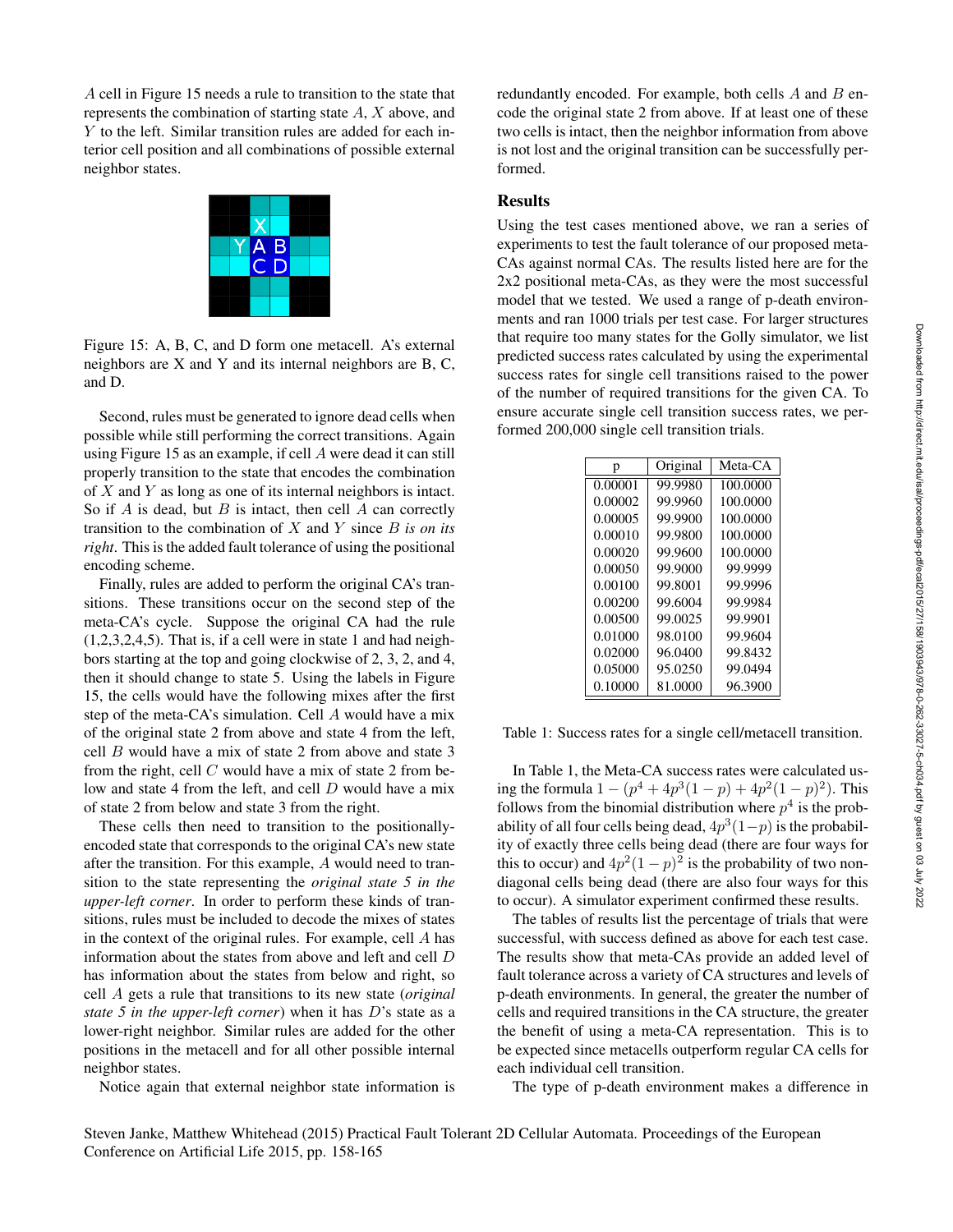$A$ cell in Figure 15 needs a rule to transition to the state that represents the combination of starting state $A$, $X$ above, and $Y$ to the left. Similar transition rules are added for each interior cell position and all combinations of possible external neighbor states.

Figure 15: A, B, C, and D form one metacell. A's external neighbors are X and Y and its internal neighbors are B, C, and D.

Second, rules must be generated to ignore dead cells when possible while still performing the correct transitions. Again using Figure 15 as an example, if cell $A$ were dead it can still properly transition to the state that encodes the combination of $X$ and $Y$ as long as one of its internal neighbors is intact. So if $A$ is dead, but $B$ is intact, then cell $A$ can correctly transition to the combination of $X$ and $Y$ since $B$ *is on its right*. This is the added fault tolerance of using the positional encoding scheme.

Finally, rules are added to perform the original CA's transitions. These transitions occur on the second step of the meta-CA's cycle. Suppose the original CA had the rule (1,2,3,2,4,5). That is, if a cell were in state 1 and had neighbors starting at the top and going clockwise of 2, 3, 2, and 4, then it should change to state 5. Using the labels in Figure 15, the cells would have the following mixes after the first step of the meta-CA's simulation. Cell $A$ would have a mix of the original state 2 from above and state 4 from the left, cell $B$ would have a mix of state 2 from above and state 3 from the right, cell $C$ would have a mix of state 2 from below and state 4 from the left, and cell $D$ would have a mix of state 2 from below and state 3 from the right.

These cells then need to transition to the positionally-encoded state that corresponds to the original CA's new state after the transition. For this example, $A$ would need to transition to the state representing the *original state 5 in the upper-left corner*. In order to perform these kinds of transitions, rules must be included to decode the mixes of states in the context of the original rules. For example, cell $A$ has information about the states from above and left and cell $D$ has information about the states from below and right, so cell $A$ gets a rule that transitions to its new state (*original state 5 in the upper-left corner*) when it has $D$'s state as a lower-right neighbor. Similar rules are added for the other positions in the metacell and for all other possible internal neighbor states.

Notice again that external neighbor state information is redundantly encoded. For example, both cells $A$ and $B$ encode the original state 2 from above. If at least one of these two cells is intact, then the neighbor information from above is not lost and the original transition can be successfully performed.

## Results

Using the test cases mentioned above, we ran a series of experiments to test the fault tolerance of our proposed meta-CAs against normal CAs. The results listed here are for the 2x2 positional meta-CAs, as they were the most successful model that we tested. We used a range of p-death environments and ran 1000 trials per test case. For larger structures that require too many states for the Golly simulator, we list predicted success rates calculated by using the experimental success rates for single cell transitions raised to the power of the number of required transitions for the given CA. To ensure accurate single cell transition success rates, we performed 200,000 single cell transition trials.

| p | Original | Meta-CA |
|---|---|---|
| 0.00001 | 99.9980 | 100.0000 |
| 0.00002 | 99.9960 | 100.0000 |
| 0.00005 | 99.9900 | 100.0000 |
| 0.00010 | 99.9800 | 100.0000 |
| 0.00020 | 99.9600 | 100.0000 |
| 0.00050 | 99.9000 | 99.9999 |
| 0.00100 | 99.8001 | 99.9996 |
| 0.00200 | 99.6004 | 99.9984 |
| 0.00500 | 99.0025 | 99.9901 |
| 0.01000 | 98.0100 | 99.9604 |
| 0.02000 | 96.0400 | 99.8432 |
| 0.05000 | 95.0250 | 99.0494 |
| 0.10000 | 81.0000 | 96.3900 |

Table 1: Success rates for a single cell/metacell transition.

In Table 1, the Meta-CA success rates were calculated using the formula $1 - (p^4 + 4p^3(1-p) + 4p^2(1-p)^2)$. This follows from the binomial distribution where $p^4$ is the probability of all four cells being dead, $4p^3(1-p)$ is the probability of exactly three cells being dead (there are four ways for this to occur) and $4p^2(1-p)^2$ is the probability of two non-diagonal cells being dead (there are also four ways for this to occur). A simulator experiment confirmed these results.

The tables of results list the percentage of trials that were successful, with success defined as above for each test case. The results show that meta-CAs provide an added level of fault tolerance across a variety of CA structures and levels of p-death environments. In general, the greater the number of cells and required transitions in the CA structure, the greater the benefit of using a meta-CA representation. This is to be expected since metacells outperform regular CA cells for each individual cell transition.

The type of p-death environment makes a difference in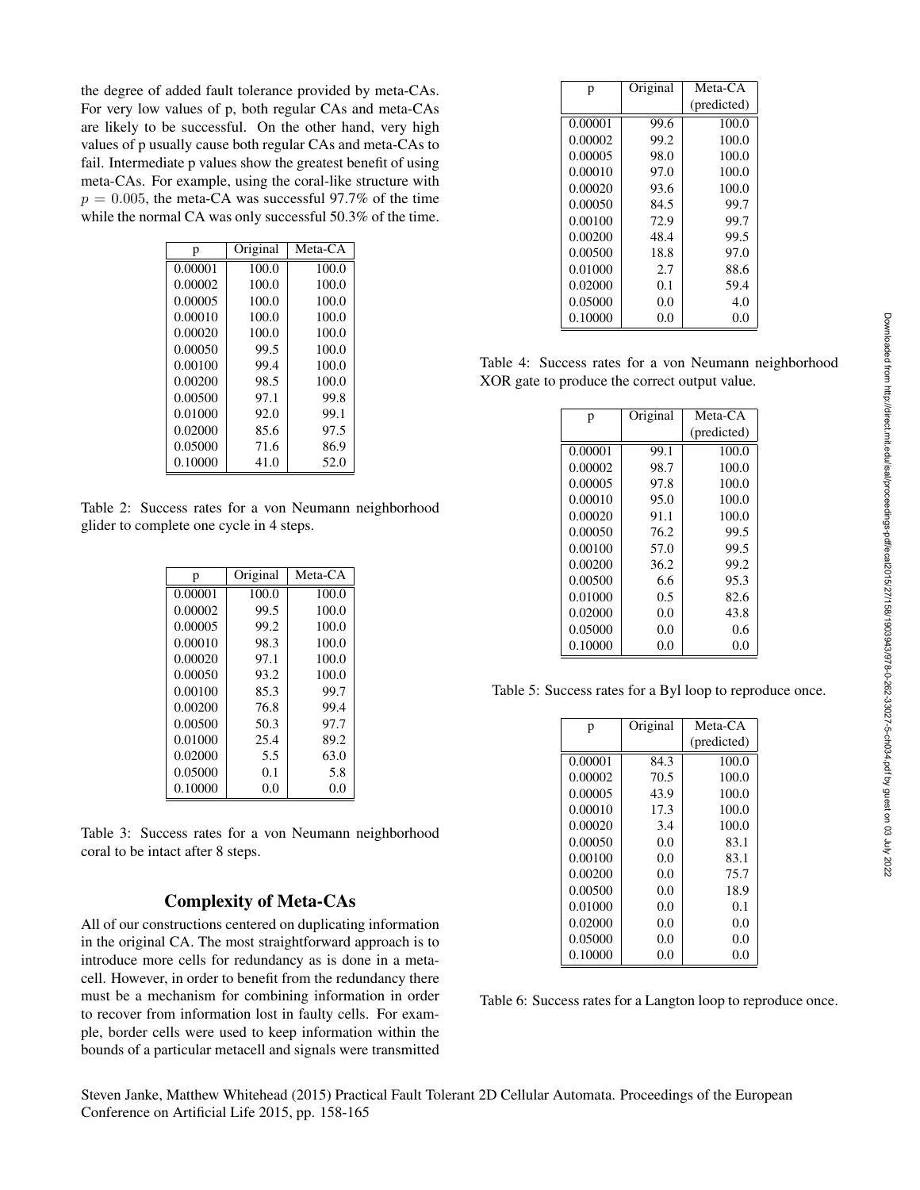the degree of added fault tolerance provided by meta-CAs. For very low values of p, both regular CAs and meta-CAs are likely to be successful. On the other hand, very high values of p usually cause both regular CAs and meta-CAs to fail. Intermediate p values show the greatest benefit of using meta-CAs. For example, using the coral-like structure with $p = 0.005$, the meta-CA was successful 97.7% of the time while the normal CA was only successful 50.3% of the time.

| p | Original | Meta-CA |
|---|---|---|
| 0.00001 | 100.0 | 100.0 |
| 0.00002 | 100.0 | 100.0 |
| 0.00005 | 100.0 | 100.0 |
| 0.00010 | 100.0 | 100.0 |
| 0.00020 | 100.0 | 100.0 |
| 0.00050 | 99.5 | 100.0 |
| 0.00100 | 99.4 | 100.0 |
| 0.00200 | 98.5 | 100.0 |
| 0.00500 | 97.1 | 99.8 |
| 0.01000 | 92.0 | 99.1 |
| 0.02000 | 85.6 | 97.5 |
| 0.05000 | 71.6 | 86.9 |
| 0.10000 | 41.0 | 52.0 |

Table 2: Success rates for a von Neumann neighborhood glider to complete one cycle in 4 steps.

| p | Original | Meta-CA |
|---|---|---|
| 0.00001 | 100.0 | 100.0 |
| 0.00002 | 99.5 | 100.0 |
| 0.00005 | 99.2 | 100.0 |
| 0.00010 | 98.3 | 100.0 |
| 0.00020 | 97.1 | 100.0 |
| 0.00050 | 93.2 | 100.0 |
| 0.00100 | 85.3 | 99.7 |
| 0.00200 | 76.8 | 99.4 |
| 0.00500 | 50.3 | 97.7 |
| 0.01000 | 25.4 | 89.2 |
| 0.02000 | 5.5 | 63.0 |
| 0.05000 | 0.1 | 5.8 |
| 0.10000 | 0.0 | 0.0 |

Table 3: Success rates for a von Neumann neighborhood coral to be intact after 8 steps.

## Complexity of Meta-CAs

All of our constructions centered on duplicating information in the original CA. The most straightforward approach is to introduce more cells for redundancy as is done in a metacell. However, in order to benefit from the redundancy there must be a mechanism for combining information in order to recover from information lost in faulty cells. For example, border cells were used to keep information within the bounds of a particular metacell and signals were transmitted

| p | Original | Meta-CA (predicted) |
|---|---|---|
| 0.00001 | 99.6 | 100.0 |
| 0.00002 | 99.2 | 100.0 |
| 0.00005 | 98.0 | 100.0 |
| 0.00010 | 97.0 | 100.0 |
| 0.00020 | 93.6 | 100.0 |
| 0.00050 | 84.5 | 99.7 |
| 0.00100 | 72.9 | 99.7 |
| 0.00200 | 48.4 | 99.5 |
| 0.00500 | 18.8 | 97.0 |
| 0.01000 | 2.7 | 88.6 |
| 0.02000 | 0.1 | 59.4 |
| 0.05000 | 0.0 | 4.0 |
| 0.10000 | 0.0 | 0.0 |

Table 4: Success rates for a von Neumann neighborhood XOR gate to produce the correct output value.

| p | Original | Meta-CA (predicted) |
|---|---|---|
| 0.00001 | 99.1 | 100.0 |
| 0.00002 | 98.7 | 100.0 |
| 0.00005 | 97.8 | 100.0 |
| 0.00010 | 95.0 | 100.0 |
| 0.00020 | 91.1 | 100.0 |
| 0.00050 | 76.2 | 99.5 |
| 0.00100 | 57.0 | 99.5 |
| 0.00200 | 36.2 | 99.2 |
| 0.00500 | 6.6 | 95.3 |
| 0.01000 | 0.5 | 82.6 |
| 0.02000 | 0.0 | 43.8 |
| 0.05000 | 0.0 | 0.6 |
| 0.10000 | 0.0 | 0.0 |

Table 5: Success rates for a Byl loop to reproduce once.

| p | Original | Meta-CA (predicted) |
|---|---|---|
| 0.00001 | 84.3 | 100.0 |
| 0.00002 | 70.5 | 100.0 |
| 0.00005 | 43.9 | 100.0 |
| 0.00010 | 17.3 | 100.0 |
| 0.00020 | 3.4 | 100.0 |
| 0.00050 | 0.0 | 83.1 |
| 0.00100 | 0.0 | 83.1 |
| 0.00200 | 0.0 | 75.7 |
| 0.00500 | 0.0 | 18.9 |
| 0.01000 | 0.0 | 0.1 |
| 0.02000 | 0.0 | 0.0 |
| 0.05000 | 0.0 | 0.0 |
| 0.10000 | 0.0 | 0.0 |

Table 6: Success rates for a Langton loop to reproduce once.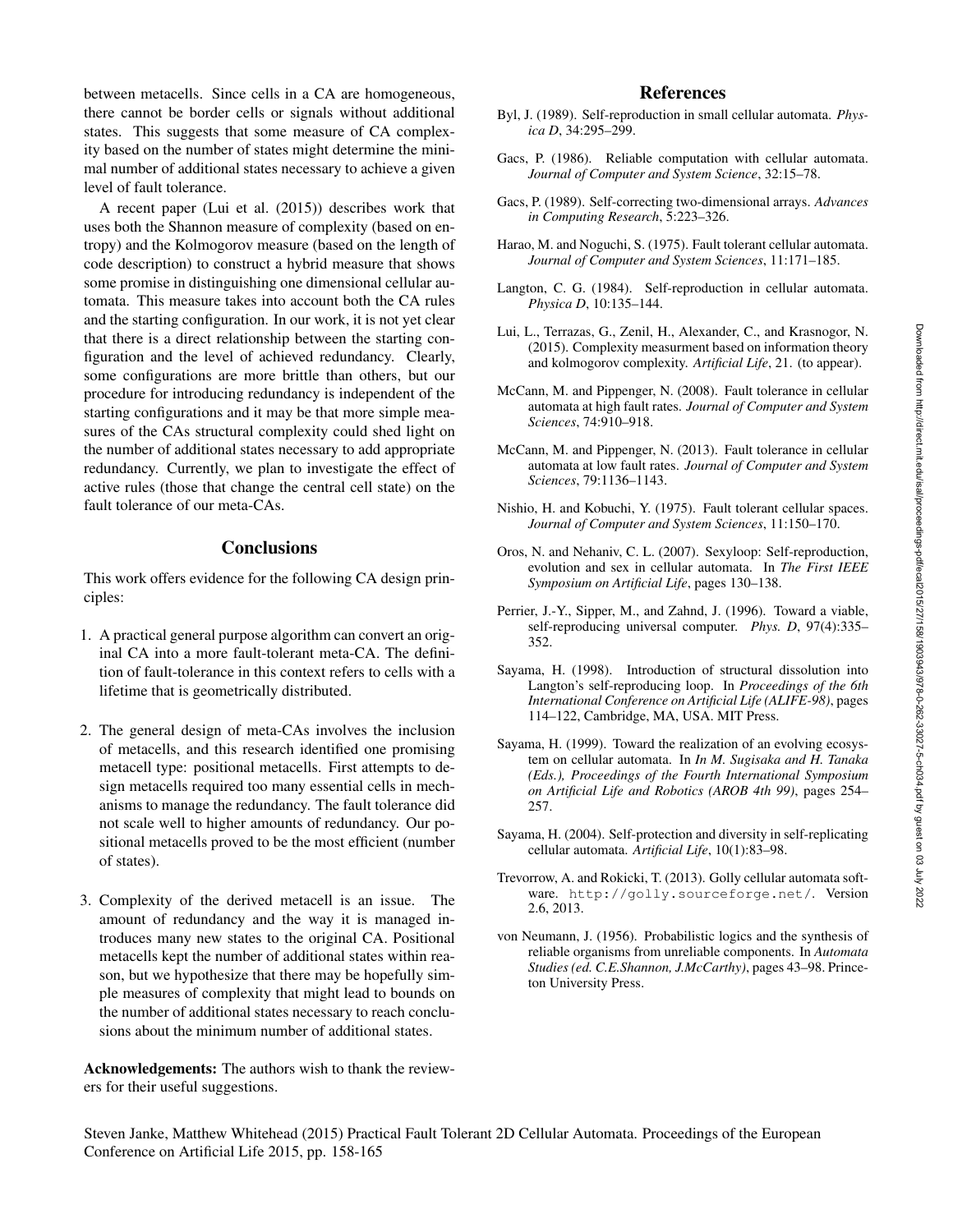between metacells. Since cells in a CA are homogeneous, there cannot be border cells or signals without additional states. This suggests that some measure of CA complexity based on the number of states might determine the minimal number of additional states necessary to achieve a given level of fault tolerance.

A recent paper (Lui et al. (2015)) describes work that uses both the Shannon measure of complexity (based on entropy) and the Kolmogorov measure (based on the length of code description) to construct a hybrid measure that shows some promise in distinguishing one dimensional cellular automata. This measure takes into account both the CA rules and the starting configuration. In our work, it is not yet clear that there is a direct relationship between the starting configuration and the level of achieved redundancy. Clearly, some configurations are more brittle than others, but our procedure for introducing redundancy is independent of the starting configurations and it may be that more simple measures of the CAs structural complexity could shed light on the number of additional states necessary to add appropriate redundancy. Currently, we plan to investigate the effect of active rules (those that change the central cell state) on the fault tolerance of our meta-CAs.

## Conclusions

This work offers evidence for the following CA design principles:

1. A practical general purpose algorithm can convert an original CA into a more fault-tolerant meta-CA. The definition of fault-tolerance in this context refers to cells with a lifetime that is geometrically distributed.

2. The general design of meta-CAs involves the inclusion of metacells, and this research identified one promising metacell type: positional metacells. First attempts to design metacells required too many essential cells in mechanisms to manage the redundancy. The fault tolerance did not scale well to higher amounts of redundancy. Our positional metacells proved to be the most efficient (number of states).

3. Complexity of the derived metacell is an issue. The amount of redundancy and the way it is managed introduces many new states to the original CA. Positional metacells kept the number of additional states within reason, but we hypothesize that there may be hopefully simple measures of complexity that might lead to bounds on the number of additional states necessary to reach conclusions about the minimum number of additional states.

**Acknowledgements:** The authors wish to thank the reviewers for their useful suggestions.

## References

Byl, J. (1989). Self-reproduction in small cellular automata. *Physica D*, 34:295–299.

Gacs, P. (1986). Reliable computation with cellular automata. *Journal of Computer and System Science*, 32:15–78.

Gacs, P. (1989). Self-correcting two-dimensional arrays. *Advances in Computing Research*, 5:223–326.

Harao, M. and Noguchi, S. (1975). Fault tolerant cellular automata. *Journal of Computer and System Sciences*, 11:171–185.

Langton, C. G. (1984). Self-reproduction in cellular automata. *Physica D*, 10:135–144.

Lui, L., Terrazas, G., Zenil, H., Alexander, C., and Krasnogor, N. (2015). Complexity measurment based on information theory and kolmogorov complexity. *Artificial Life*, 21. (to appear).

McCann, M. and Pippenger, N. (2008). Fault tolerance in cellular automata at high fault rates. *Journal of Computer and System Sciences*, 74:910–918.

McCann, M. and Pippenger, N. (2013). Fault tolerance in cellular automata at low fault rates. *Journal of Computer and System Sciences*, 79:1136–1143.

Nishio, H. and Kobuchi, Y. (1975). Fault tolerant cellular spaces. *Journal of Computer and System Sciences*, 11:150–170.

Oros, N. and Nehaniv, C. L. (2007). Sexyloop: Self-reproduction, evolution and sex in cellular automata. In *The First IEEE Symposium on Artificial Life*, pages 130–138.

Perrier, J.-Y., Sipper, M., and Zahnd, J. (1996). Toward a viable, self-reproducing universal computer. *Phys. D*, 97(4):335–352.

Sayama, H. (1998). Introduction of structural dissolution into Langton's self-reproducing loop. In *Proceedings of the 6th International Conference on Artificial Life (ALIFE-98)*, pages 114–122, Cambridge, MA, USA. MIT Press.

Sayama, H. (1999). Toward the realization of an evolving ecosystem on cellular automata. In *In M. Sugisaka and H. Tanaka (Eds.), Proceedings of the Fourth International Symposium on Artificial Life and Robotics (AROB 4th 99)*, pages 254–257.

Sayama, H. (2004). Self-protection and diversity in self-replicating cellular automata. *Artificial Life*, 10(1):83–98.

Trevorrow, A. and Rokicki, T. (2013). Golly cellular automata software. http://golly.sourceforge.net/. Version 2.6, 2013.

von Neumann, J. (1956). Probabilistic logics and the synthesis of reliable organisms from unreliable components. In *Automata Studies (ed. C.E.Shannon, J.McCarthy)*, pages 43–98. Princeton University Press.